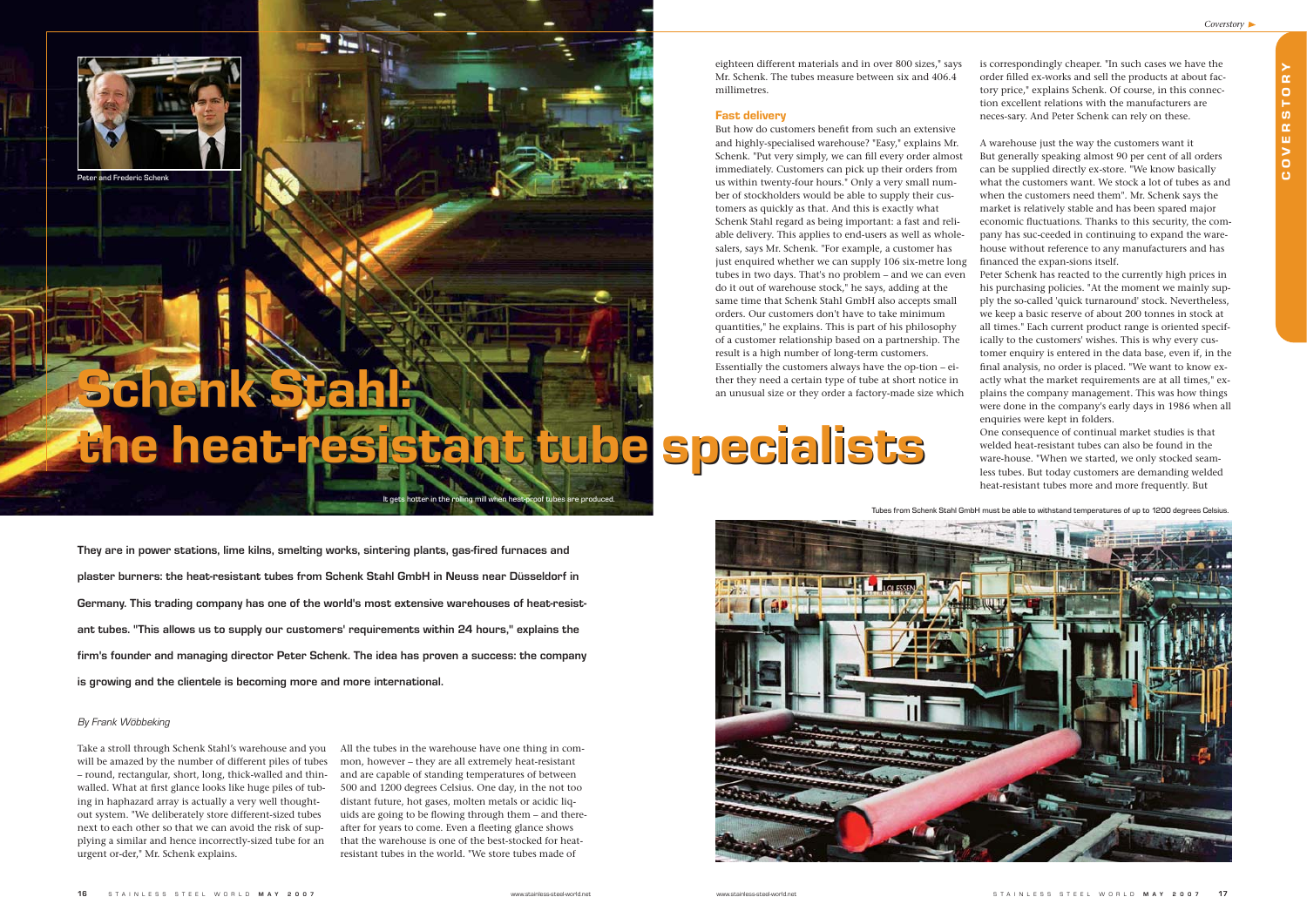# Schenk Stahl: the heat-resistant tube specialists

Peter and Frederic Schenk

It gets hotter in the rolling mill when heat-proof tubes are produced.

**They are in power stations, lime kilns, smelting works, sintering plants, gas-fired furnaces and plaster burners: the heat-resistant tubes from Schenk Stahl GmbH in Neuss near Düsseldorf in Germany. This trading company has one of the world's most extensive warehouses of heat-resistant tubes. "This allows us to supply our customers' requirements within 24 hours," explains the firm's founder and managing director Peter Schenk. The idea has proven a success: the company is growing and the clientele is becoming more and more international.**

*By Frank Wöbbeking*

Take a stroll through Schenk Stahl's warehouse and you will be amazed by the number of different piles of tubes – round, rectangular, short, long, thick-walled and thin-walled. What at first glance looks like huge piles of tubing in haphazard array is actually a very well thought-out system. "We deliberately store different-sized tubes next to each other so that we can avoid the risk of supplying a similar and hence incorrectly-sized tube for an urgent or-der," Mr. Schenk explains.

All the tubes in the warehouse have one thing in common, however – they are all extremely heat-resistant and are capable of standing temperatures of between 500 and 1200 degrees Celsius. One day, in the not too distant future, hot gases, molten metals or acidic liquids are going to be flowing through them – and thereafter for years to come. Even a fleeting glance shows that the warehouse is one of the best-stocked for heat-resistant tubes in the world. "We store tubes made of eighteen different materials and in over 800 sizes," says Mr. Schenk. The tubes measure between six and 406.4 millimetres.

## Fast delivery

But how do customers benefit from such an extensive and highly-specialised warehouse? "Easy," explains Mr. Schenk. "Put very simply, we can fill every order almost immediately. Customers can pick up their orders from us within twenty-four hours." Only a very small number of stockholders would be able to supply their customers as quickly as that. And this is exactly what Schenk Stahl regard as being important: a fast and reliable delivery. This applies to end-users as well as wholesalers, says Mr. Schenk. "For example, a customer has just enquired whether we can supply 106 six-metre long tubes in two days. That's no problem – and we can even do it out of warehouse stock," he says, adding at the same time that Schenk Stahl GmbH also accepts small orders. Our customers don't have to take minimum quantities," he explains. This is part of his philosophy of a customer relationship based on a partnership. The result is a high number of long-term customers. Essentially the customers always have the op-tion – either they need a certain type of tube at short notice in an unusual size or they order a factory-made size which is correspondingly cheaper. "In such cases we have the order filled ex-works and sell the products at about factory price," explains Schenk. Of course, in this connection excellent relations with the manufacturers are neces-sary. And Peter Schenk can rely on these.

A warehouse just the way the customers want it

But generally speaking almost 90 per cent of all orders can be supplied directly ex-store. "We know basically what the customers want. We stock a lot of tubes as and when the customers need them". Mr. Schenk says the market is relatively stable and has been spared major economic fluctuations. Thanks to this security, the company has suc-ceeded in continuing to expand the warehouse without reference to any manufacturers and has financed the expan-sions itself.

Peter Schenk has reacted to the currently high prices in his purchasing policies. "At the moment we mainly supply the so-called 'quick turnaround' stock. Nevertheless, we keep a basic reserve of about 200 tonnes in stock at all times." Each current product range is oriented specifically to the customers' wishes. This is why every customer enquiry is entered in the data base, even if, in the final analysis, no order is placed. "We want to know exactly what the market requirements are at all times," explains the company management. This was how things were done in the company's early days in 1986 when all enquiries were kept in folders.

One consequence of continual market studies is that welded heat-resistant tubes can also be found in the ware-house. "When we started, we only stocked seamless tubes. But today customers are demanding welded heat-resistant tubes more and more frequently. But

Tubes from Schenk Stahl GmbH must be able to withstand temperatures of up to 1200 degrees Celsius.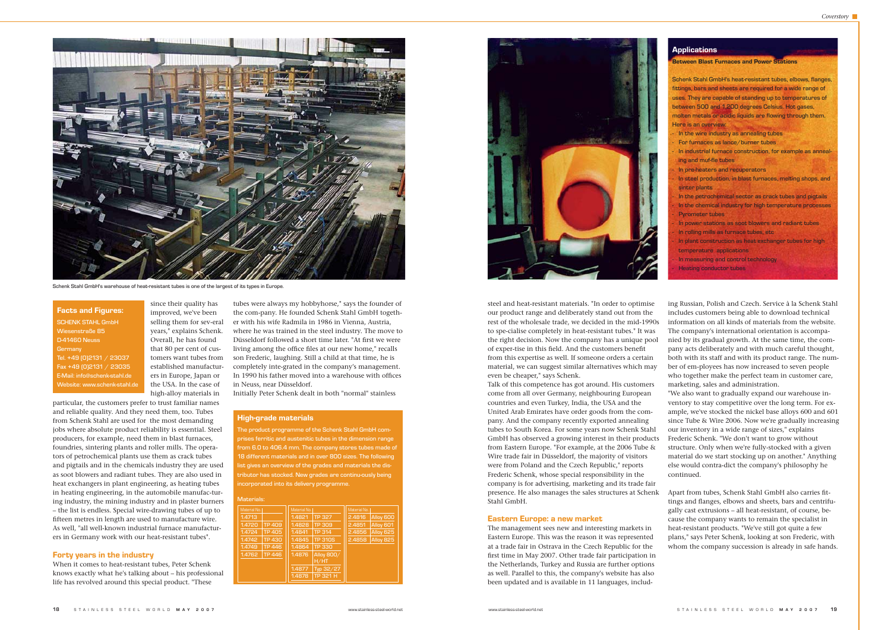Schenk Stahl GmbH's warehouse of heat-resistant tubes is one of the largest of its types in Europe.

### Facts and Figures:

SCHENK STAHL GmbH
Wiesenstraße 85
D-41460 Neuss
Germany
Tel. +49 (0)2131 / 23037
Fax +49 (0)2131 / 23035
E-Mail: info@schenk-stahl.de
Website: www.schenk-stahl.de

since their quality has improved, we've been selling them for sev-eral years," explains Schenk. Overall, he has found that 80 per cent of customers want tubes from established manufacturers in Europe, Japan or the USA. In the case of high-alloy materials in particular, the customers prefer to trust familiar names and reliable quality. And they need them, too. Tubes from Schenk Stahl are used for the most demanding jobs where absolute product reliability is essential. Steel producers, for example, need them in blast furnaces, foundries, sintering plants and roller mills. The operators of petrochemical plants use them as crack tubes and pigtails and in the chemicals industry they are used as soot blowers and radiant tubes. They are also used in heat exchangers in plant engineering, as heating tubes in heating engineering, in the automobile manufac-turing industry, the mining industry and in plaster burners – the list is endless. Special wire-drawing tubes of up to fifteen metres in length are used to manufacture wire. As well, "all well-known industrial furnace manufacturers in Germany work with our heat-resistant tubes".

## Forty years in the industry

When it comes to heat-resistant tubes, Peter Schenk knows exactly what he's talking about – his professional life has revolved around this special product. "These tubes were always my hobbyhorse," says the founder of the com-pany. He founded Schenk Stahl GmbH together with his wife Radmila in 1986 in Vienna, Austria, where he was trained in the steel industry. The move to Düsseldorf followed a short time later. "At first we were living among the office files at our new home," recalls son Frederic, laughing. Still a child at that time, he is completely inte-grated in the company's management. In 1990 his father moved into a warehouse with offices in Neuss, near Düsseldorf.

Initially Peter Schenk dealt in both "normal" stainless steel and heat-resistant materials. "In order to optimise our product range and deliberately stand out from the rest of the wholesale trade, we decided in the mid-1990s to spe-cialise completely in heat-resistant tubes." It was the right decision. Now the company has a unique pool of exper-tise in this field. And the customers benefit from this expertise as well. If someone orders a certain material, we can suggest similar alternatives which may even be cheaper," says Schenk.

### High-grade materials

The product programme of the Schenk Stahl GmbH comprises ferritic and austenitic tubes in the dimension range from 6.0 to 406.4 mm. The company stores tubes made of 18 different materials and in over 800 sizes. The following list gives an overview of the grades and materials the distributor has stocked. New grades are continu-ously being incorporated into its delivery programme.

Materials:

| Material No. | | Material No. | | Material No. | |
|---|---|---|---|---|---|
| 1.4713 | | 1.4821 | TP 327 | 2.4816 | Alloy 600 |
| 1.4720 | TP 409 | 1.4828 | TP 309 | 2.4851 | Alloy 601 |
| 1.4724 | TP 405 | 1.4841 | TP 314 | 2.4856 | Alloy 625 |
| 1.4742 | TP 430 | 1.4845 | TP 310S | 2.4858 | Alloy 825 |
| 1.4749 | TP 446 | 1.4864 | TP 330 | | |
| 1.4762 | TP 446 | 1.4876 | Alloy 800/ H/HT | | |
| | | 1.4877 | Typ 32/27 | | |
| | | 1.4878 | TP 321 H | | |

### Applications

**Between Blast Furnaces and Power Stations**

Schenk Stahl GmbH's heat-resistant tubes, elbows, flanges, fittings, bars and sheets are required for a wide range of uses. They are capable of standing up to temperatures of between 500 and 1,200 degrees Celsius. Hot gases, molten metals or acidic liquids are flowing through them. Here is an overview:

- In the wire industry as annealing tubes
- For furnaces as lance/burner tubes
- In industrial furnace construction, for example as annealing and muf-fle tubes
- In pre-heaters and recuperators
- In steel production, in blast furnaces, melting shops, and sinter plants
- In the petrochemical sector as crack tubes and pigtails
- In the chemical industry for high temperature processes
- Pyrometer tubes
- In power stations as soot blowers and radiant tubes
- In rolling mills as furnace tubes, etc
- In plant construction as heat exchanger tubes for high temperature applications
- In measuring and control technology
- Heating conductor tubes

Talk of this competence has got around. His customers come from all over Germany, neighbouring European countries and even Turkey, India, the USA and the United Arab Emirates have order goods from the com-pany. And the company recently exported annealing tubes to South Korea. For some years now Schenk Stahl GmbH has observed a growing interest in their products from Eastern Europe. "For example, at the 2006 Tube & Wire trade fair in Düsseldorf, the majority of visitors were from Poland and the Czech Republic," reports Frederic Schenk, whose special responsibility in the company is for advertising, marketing and its trade fair presence. He also manages the sales structures at Schenk Stahl GmbH.

## Eastern Europe: a new market

The management sees new and interesting markets in Eastern Europe. This was the reason it was represented at a trade fair in Ostrava in the Czech Republic for the first time in May 2007. Other trade fair participation in the Netherlands, Turkey and Russia are further options as well. Parallel to this, the company's website has also been updated and is available in 11 languages, including Russian, Polish and Czech. Service à la Schenk Stahl includes customers being able to download technical information on all kinds of materials from the website. The company's international orientation is accompanied by its gradual growth. At the same time, the company acts deliberately and with much careful thought, both with its staff and with its product range. The number of em-ployees has now increased to seven people who together make the perfect team in customer care, marketing, sales and administration.

"We also want to gradually expand our warehouse inventory to stay competitive over the long term. For example, we've stocked the nickel base alloys 600 and 601 since Tube & Wire 2006. Now we're gradually increasing our inventory in a wide range of sizes," explains Frederic Schenk. "We don't want to grow without structure. Only when we're fully-stocked with a given material do we start stocking up on another." Anything else would contra-dict the company's philosophy he continued.

Apart from tubes, Schenk Stahl GmbH also carries fittings and flanges, elbows and sheets, bars and centrifugally cast extrusions – all heat-resistant, of course, because the company wants to remain the specialist in heat-resistant products. "We've still got quite a few plans," says Peter Schenk, looking at son Frederic, with whom the company succession is already in safe hands.